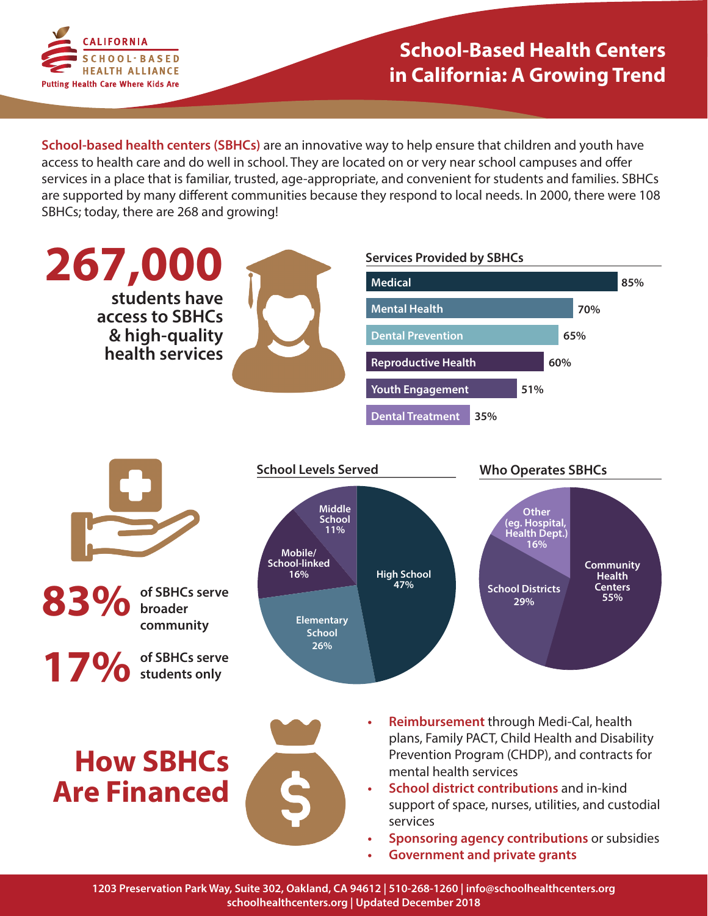CALIFORNIA SCHOOL-BASED HEALTH ALLIANCE
Putting Health Care Where Kids Are

# School-Based Health Centers in California: A Growing Trend

**School-based health centers (SBHCs)** are an innovative way to help ensure that children and youth have access to health care and do well in school. They are located on or very near school campuses and offer services in a place that is familiar, trusted, age-appropriate, and convenient for students and families. SBHCs are supported by many different communities because they respond to local needs. In 2000, there were 108 SBHCs; today, there are 268 and growing!

**267,000** students have access to SBHCs & high-quality health services

## Services Provided by SBHCs

| Service | Percent |
|---|---|
| Medical | 85% |
| Mental Health | 70% |
| Dental Prevention | 65% |
| Reproductive Health | 60% |
| Youth Engagement | 51% |
| Dental Treatment | 35% |

**83%** of SBHCs serve broader community

**17%** of SBHCs serve students only

## School Levels Served

| School Level | Percent |
|---|---|
| High School | 47% |
| Elementary School | 26% |
| Mobile/School-linked | 16% |
| Middle School | 11% |

## Who Operates SBHCs

| Operator | Percent |
|---|---|
| Community Health Centers | 55% |
| School Districts | 29% |
| Other (eg. Hospital, Health Dept.) | 16% |

## How SBHCs Are Financed

- **Reimbursement** through Medi-Cal, health plans, Family PACT, Child Health and Disability Prevention Program (CHDP), and contracts for mental health services
- **School district contributions** and in-kind support of space, nurses, utilities, and custodial services
- **Sponsoring agency contributions** or subsidies
- **Government and private grants**

1203 Preservation Park Way, Suite 302, Oakland, CA 94612 | 510-268-1260 | info@schoolhealthcenters.org
schoolhealthcenters.org | Updated December 2018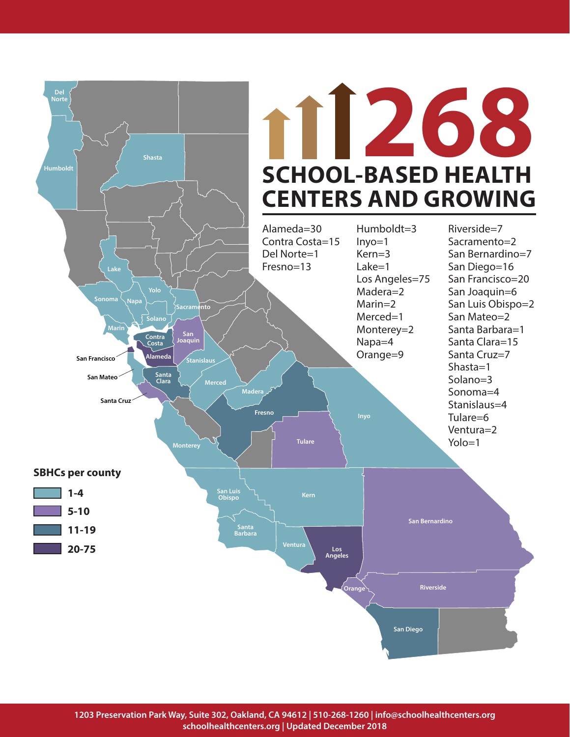# 268

## SCHOOL-BASED HEALTH CENTERS AND GROWING

Alameda=30
Contra Costa=15
Del Norte=1
Fresno=13
Humboldt=3
Inyo=1
Kern=3
Lake=1
Los Angeles=75
Madera=2
Marin=2
Merced=1
Monterey=2
Napa=4
Orange=9
Riverside=7
Sacramento=2
San Bernardino=7
San Diego=16
San Francisco=20
San Joaquin=6
San Luis Obispo=2
San Mateo=2
Santa Barbara=1
Santa Clara=15
Santa Cruz=7
Shasta=1
Solano=3
Sonoma=4
Stanislaus=4
Tulare=6
Ventura=2
Yolo=1

Del Norte
Humboldt
Shasta
Lake
Yolo
Sonoma
Napa
Sacramento
Solano
Marin
Contra Costa
San Joaquin
San Francisco
Alameda
Stanislaus
San Mateo
Santa Clara
Merced
Santa Cruz
Madera
Fresno
Inyo
Monterey
Tulare
San Luis Obispo
Kern
Santa Barbara
Ventura
Los Angeles
San Bernardino
Orange
Riverside
San Diego

**SBHCs per county**

1-4
5-10
11-19
20-75

**1203 Preservation Park Way, Suite 302, Oakland, CA 94612 | 510-268-1260 | info@schoolhealthcenters.org**
**schoolhealthcenters.org | Updated December 2018**